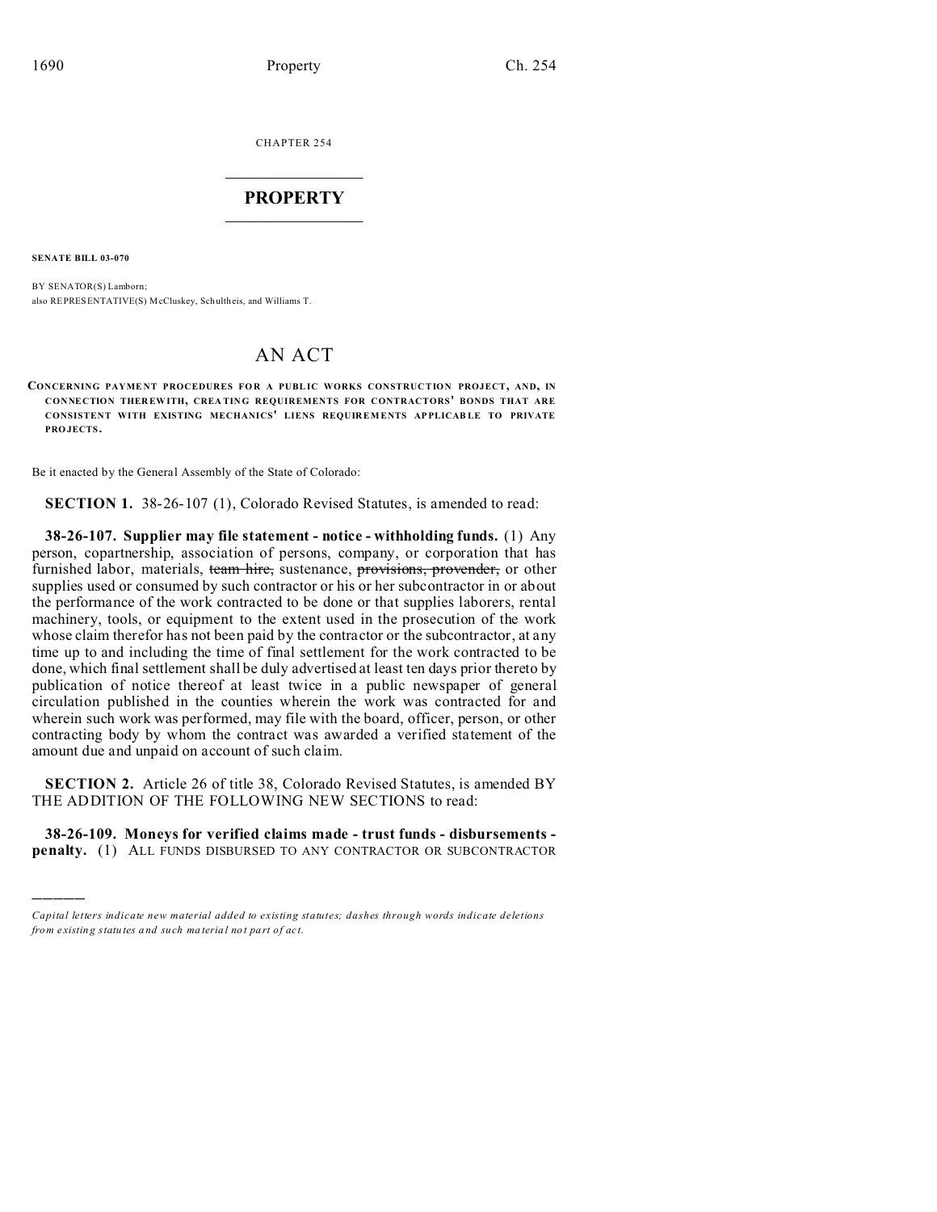CHAPTER 254

# PROPERTY

**SENATE BILL 03-070**

BY SENATOR(S) Lamborn;
also REPRESENTATIVE(S) McCluskey, Schultheis, and Williams T.

# AN ACT

**CONCERNING PAYMENT PROCEDURES FOR A PUBLIC WORKS CONSTRUCTION PROJECT, AND, IN CONNECTION THEREWITH, CREATING REQUIREMENTS FOR CONTRACTORS' BONDS THAT ARE CONSISTENT WITH EXISTING MECHANICS' LIENS REQUIREMENTS APPLICABLE TO PRIVATE PROJECTS.**

Be it enacted by the General Assembly of the State of Colorado:

**SECTION 1.** 38-26-107 (1), Colorado Revised Statutes, is amended to read:

**38-26-107. Supplier may file statement - notice - withholding funds.** (1) Any person, copartnership, association of persons, company, or corporation that has furnished labor, materials, ~~team hire,~~ sustenance, ~~provisions, provender,~~ or other supplies used or consumed by such contractor or his or her subcontractor in or about the performance of the work contracted to be done or that supplies laborers, rental machinery, tools, or equipment to the extent used in the prosecution of the work whose claim therefor has not been paid by the contractor or the subcontractor, at any time up to and including the time of final settlement for the work contracted to be done, which final settlement shall be duly advertised at least ten days prior thereto by publication of notice thereof at least twice in a public newspaper of general circulation published in the counties wherein the work was contracted for and wherein such work was performed, may file with the board, officer, person, or other contracting body by whom the contract was awarded a verified statement of the amount due and unpaid on account of such claim.

**SECTION 2.** Article 26 of title 38, Colorado Revised Statutes, is amended BY THE ADDITION OF THE FOLLOWING NEW SECTIONS to read:

**38-26-109. Moneys for verified claims made - trust funds - disbursements - penalty.** (1) ALL FUNDS DISBURSED TO ANY CONTRACTOR OR SUBCONTRACTOR

---

*Capital letters indicate new material added to existing statutes; dashes through words indicate deletions from existing statutes and such material not part of act.*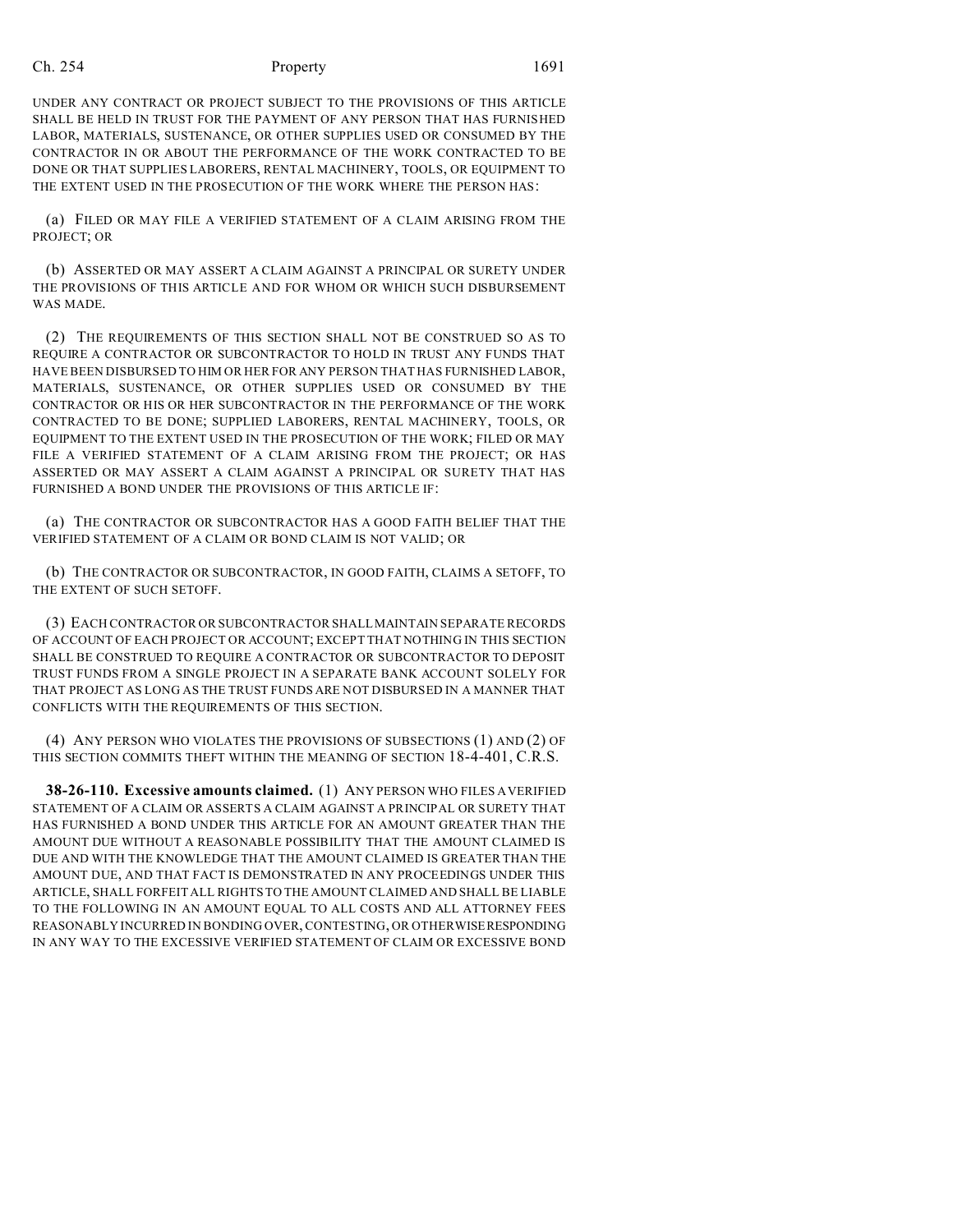UNDER ANY CONTRACT OR PROJECT SUBJECT TO THE PROVISIONS OF THIS ARTICLE SHALL BE HELD IN TRUST FOR THE PAYMENT OF ANY PERSON THAT HAS FURNISHED LABOR, MATERIALS, SUSTENANCE, OR OTHER SUPPLIES USED OR CONSUMED BY THE CONTRACTOR IN OR ABOUT THE PERFORMANCE OF THE WORK CONTRACTED TO BE DONE OR THAT SUPPLIES LABORERS, RENTAL MACHINERY, TOOLS, OR EQUIPMENT TO THE EXTENT USED IN THE PROSECUTION OF THE WORK WHERE THE PERSON HAS:

(a) FILED OR MAY FILE A VERIFIED STATEMENT OF A CLAIM ARISING FROM THE PROJECT; OR

(b) ASSERTED OR MAY ASSERT A CLAIM AGAINST A PRINCIPAL OR SURETY UNDER THE PROVISIONS OF THIS ARTICLE AND FOR WHOM OR WHICH SUCH DISBURSEMENT WAS MADE.

(2) THE REQUIREMENTS OF THIS SECTION SHALL NOT BE CONSTRUED SO AS TO REQUIRE A CONTRACTOR OR SUBCONTRACTOR TO HOLD IN TRUST ANY FUNDS THAT HAVE BEEN DISBURSED TO HIM OR HER FOR ANY PERSON THAT HAS FURNISHED LABOR, MATERIALS, SUSTENANCE, OR OTHER SUPPLIES USED OR CONSUMED BY THE CONTRACTOR OR HIS OR HER SUBCONTRACTOR IN THE PERFORMANCE OF THE WORK CONTRACTED TO BE DONE; SUPPLIED LABORERS, RENTAL MACHINERY, TOOLS, OR EQUIPMENT TO THE EXTENT USED IN THE PROSECUTION OF THE WORK; FILED OR MAY FILE A VERIFIED STATEMENT OF A CLAIM ARISING FROM THE PROJECT; OR HAS ASSERTED OR MAY ASSERT A CLAIM AGAINST A PRINCIPAL OR SURETY THAT HAS FURNISHED A BOND UNDER THE PROVISIONS OF THIS ARTICLE IF:

(a) THE CONTRACTOR OR SUBCONTRACTOR HAS A GOOD FAITH BELIEF THAT THE VERIFIED STATEMENT OF A CLAIM OR BOND CLAIM IS NOT VALID; OR

(b) THE CONTRACTOR OR SUBCONTRACTOR, IN GOOD FAITH, CLAIMS A SETOFF, TO THE EXTENT OF SUCH SETOFF.

(3) EACH CONTRACTOR OR SUBCONTRACTOR SHALL MAINTAIN SEPARATE RECORDS OF ACCOUNT OF EACH PROJECT OR ACCOUNT; EXCEPT THAT NOTHING IN THIS SECTION SHALL BE CONSTRUED TO REQUIRE A CONTRACTOR OR SUBCONTRACTOR TO DEPOSIT TRUST FUNDS FROM A SINGLE PROJECT IN A SEPARATE BANK ACCOUNT SOLELY FOR THAT PROJECT AS LONG AS THE TRUST FUNDS ARE NOT DISBURSED IN A MANNER THAT CONFLICTS WITH THE REQUIREMENTS OF THIS SECTION.

(4) ANY PERSON WHO VIOLATES THE PROVISIONS OF SUBSECTIONS (1) AND (2) OF THIS SECTION COMMITS THEFT WITHIN THE MEANING OF SECTION 18-4-401, C.R.S.

**38-26-110. Excessive amounts claimed.** (1) ANY PERSON WHO FILES A VERIFIED STATEMENT OF A CLAIM OR ASSERTS A CLAIM AGAINST A PRINCIPAL OR SURETY THAT HAS FURNISHED A BOND UNDER THIS ARTICLE FOR AN AMOUNT GREATER THAN THE AMOUNT DUE WITHOUT A REASONABLE POSSIBILITY THAT THE AMOUNT CLAIMED IS DUE AND WITH THE KNOWLEDGE THAT THE AMOUNT CLAIMED IS GREATER THAN THE AMOUNT DUE, AND THAT FACT IS DEMONSTRATED IN ANY PROCEEDINGS UNDER THIS ARTICLE, SHALL FORFEIT ALL RIGHTS TO THE AMOUNT CLAIMED AND SHALL BE LIABLE TO THE FOLLOWING IN AN AMOUNT EQUAL TO ALL COSTS AND ALL ATTORNEY FEES REASONABLY INCURRED IN BONDING OVER, CONTESTING, OR OTHERWISE RESPONDING IN ANY WAY TO THE EXCESSIVE VERIFIED STATEMENT OF CLAIM OR EXCESSIVE BOND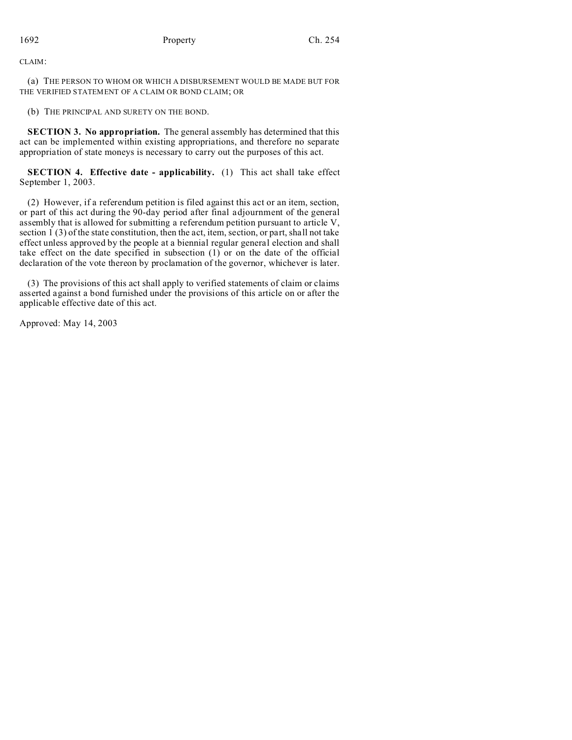CLAIM:

(a) THE PERSON TO WHOM OR WHICH A DISBURSEMENT WOULD BE MADE BUT FOR THE VERIFIED STATEMENT OF A CLAIM OR BOND CLAIM; OR

(b) THE PRINCIPAL AND SURETY ON THE BOND.

**SECTION 3. No appropriation.** The general assembly has determined that this act can be implemented within existing appropriations, and therefore no separate appropriation of state moneys is necessary to carry out the purposes of this act.

**SECTION 4. Effective date - applicability.** (1) This act shall take effect September 1, 2003.

(2) However, if a referendum petition is filed against this act or an item, section, or part of this act during the 90-day period after final adjournment of the general assembly that is allowed for submitting a referendum petition pursuant to article V, section 1 (3) of the state constitution, then the act, item, section, or part, shall not take effect unless approved by the people at a biennial regular general election and shall take effect on the date specified in subsection (1) or on the date of the official declaration of the vote thereon by proclamation of the governor, whichever is later.

(3) The provisions of this act shall apply to verified statements of claim or claims asserted against a bond furnished under the provisions of this article on or after the applicable effective date of this act.

Approved: May 14, 2003